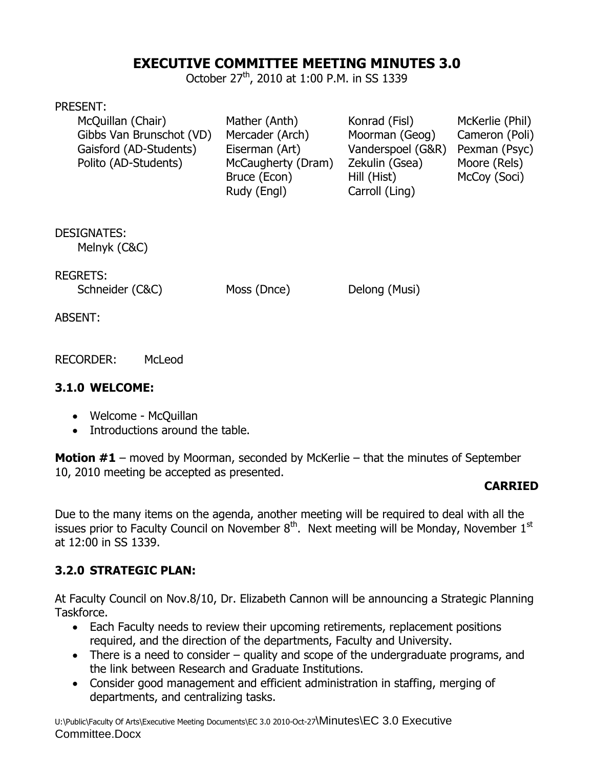# EXECUTIVE COMMITTEE MEETING MINUTES 3.0

October 27th, 2010 at 1:00 P.M. in SS 1339

PRESENT:

| | | | |
|---|---|---|---|
| McQuillan (Chair) | Mather (Anth) | Konrad (Fisl) | McKerlie (Phil) |
| Gibbs Van Brunschot (VD) | Mercader (Arch) | Moorman (Geog) | Cameron (Poli) |
| Gaisford (AD-Students) | Eiserman (Art) | Vanderspoel (G&R) | Pexman (Psyc) |
| Polito (AD-Students) | McCaugherty (Dram) | Zekulin (Gsea) | Moore (Rels) |
| | Bruce (Econ) | Hill (Hist) | McCoy (Soci) |
| | Rudy (Engl) | Carroll (Ling) | |

DESIGNATES:
Melnyk (C&C)

REGRETS:
Schneider (C&C) Moss (Dnce) Delong (Musi)

ABSENT:

RECORDER: McLeod

## 3.1.0 WELCOME:

- Welcome - McQuillan
- Introductions around the table.

**Motion #1** – moved by Moorman, seconded by McKerlie – that the minutes of September 10, 2010 meeting be accepted as presented.

**CARRIED**

Due to the many items on the agenda, another meeting will be required to deal with all the issues prior to Faculty Council on November 8th. Next meeting will be Monday, November 1st at 12:00 in SS 1339.

## 3.2.0 STRATEGIC PLAN:

At Faculty Council on Nov.8/10, Dr. Elizabeth Cannon will be announcing a Strategic Planning Taskforce.

- Each Faculty needs to review their upcoming retirements, replacement positions required, and the direction of the departments, Faculty and University.
- There is a need to consider – quality and scope of the undergraduate programs, and the link between Research and Graduate Institutions.
- Consider good management and efficient administration in staffing, merging of departments, and centralizing tasks.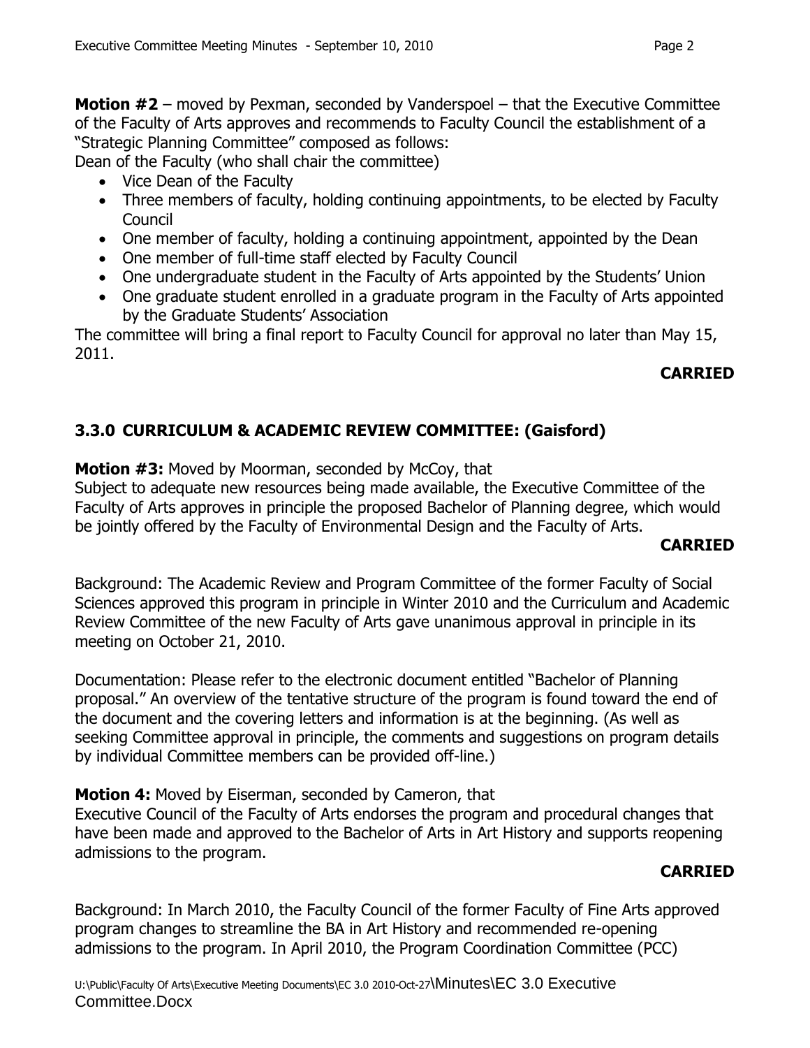**Motion #2** – moved by Pexman, seconded by Vanderspoel – that the Executive Committee of the Faculty of Arts approves and recommends to Faculty Council the establishment of a "Strategic Planning Committee" composed as follows:
Dean of the Faculty (who shall chair the committee)

- Vice Dean of the Faculty
- Three members of faculty, holding continuing appointments, to be elected by Faculty Council
- One member of faculty, holding a continuing appointment, appointed by the Dean
- One member of full-time staff elected by Faculty Council
- One undergraduate student in the Faculty of Arts appointed by the Students' Union
- One graduate student enrolled in a graduate program in the Faculty of Arts appointed by the Graduate Students' Association

The committee will bring a final report to Faculty Council for approval no later than May 15, 2011.

**CARRIED**

## 3.3.0 CURRICULUM & ACADEMIC REVIEW COMMITTEE: (Gaisford)

**Motion #3:** Moved by Moorman, seconded by McCoy, that
Subject to adequate new resources being made available, the Executive Committee of the Faculty of Arts approves in principle the proposed Bachelor of Planning degree, which would be jointly offered by the Faculty of Environmental Design and the Faculty of Arts.

**CARRIED**

Background: The Academic Review and Program Committee of the former Faculty of Social Sciences approved this program in principle in Winter 2010 and the Curriculum and Academic Review Committee of the new Faculty of Arts gave unanimous approval in principle in its meeting on October 21, 2010.

Documentation: Please refer to the electronic document entitled "Bachelor of Planning proposal." An overview of the tentative structure of the program is found toward the end of the document and the covering letters and information is at the beginning. (As well as seeking Committee approval in principle, the comments and suggestions on program details by individual Committee members can be provided off-line.)

**Motion 4:** Moved by Eiserman, seconded by Cameron, that
Executive Council of the Faculty of Arts endorses the program and procedural changes that have been made and approved to the Bachelor of Arts in Art History and supports reopening admissions to the program.

**CARRIED**

Background: In March 2010, the Faculty Council of the former Faculty of Fine Arts approved program changes to streamline the BA in Art History and recommended re-opening admissions to the program. In April 2010, the Program Coordination Committee (PCC)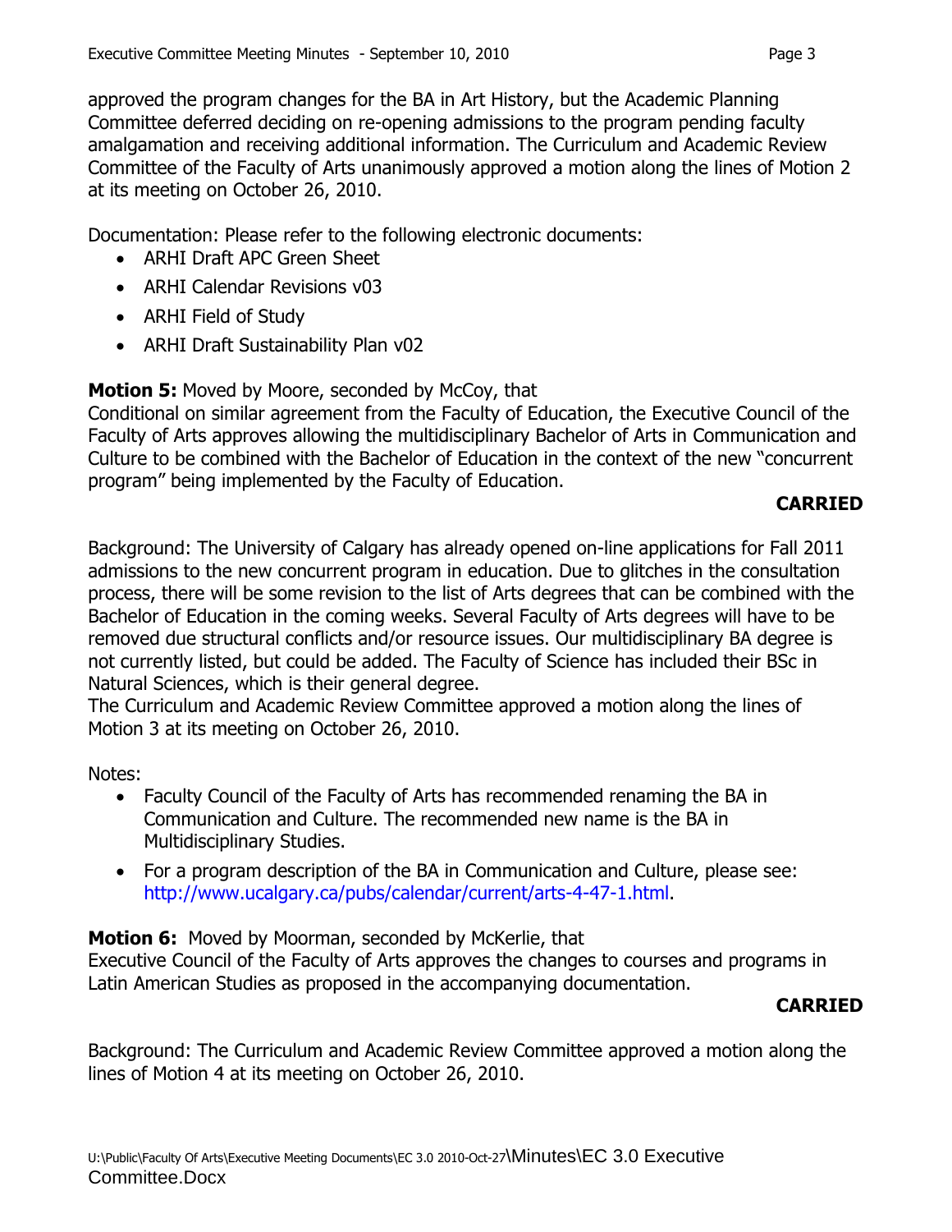approved the program changes for the BA in Art History, but the Academic Planning Committee deferred deciding on re-opening admissions to the program pending faculty amalgamation and receiving additional information. The Curriculum and Academic Review Committee of the Faculty of Arts unanimously approved a motion along the lines of Motion 2 at its meeting on October 26, 2010.

Documentation: Please refer to the following electronic documents:

- ARHI Draft APC Green Sheet
- ARHI Calendar Revisions v03
- ARHI Field of Study
- ARHI Draft Sustainability Plan v02

**Motion 5:** Moved by Moore, seconded by McCoy, that
Conditional on similar agreement from the Faculty of Education, the Executive Council of the Faculty of Arts approves allowing the multidisciplinary Bachelor of Arts in Communication and Culture to be combined with the Bachelor of Education in the context of the new "concurrent program" being implemented by the Faculty of Education.

**CARRIED**

Background: The University of Calgary has already opened on-line applications for Fall 2011 admissions to the new concurrent program in education. Due to glitches in the consultation process, there will be some revision to the list of Arts degrees that can be combined with the Bachelor of Education in the coming weeks. Several Faculty of Arts degrees will have to be removed due structural conflicts and/or resource issues. Our multidisciplinary BA degree is not currently listed, but could be added. The Faculty of Science has included their BSc in Natural Sciences, which is their general degree.
The Curriculum and Academic Review Committee approved a motion along the lines of Motion 3 at its meeting on October 26, 2010.

Notes:

- Faculty Council of the Faculty of Arts has recommended renaming the BA in Communication and Culture. The recommended new name is the BA in Multidisciplinary Studies.
- For a program description of the BA in Communication and Culture, please see: http://www.ucalgary.ca/pubs/calendar/current/arts-4-47-1.html.

**Motion 6:** Moved by Moorman, seconded by McKerlie, that
Executive Council of the Faculty of Arts approves the changes to courses and programs in Latin American Studies as proposed in the accompanying documentation.

**CARRIED**

Background: The Curriculum and Academic Review Committee approved a motion along the lines of Motion 4 at its meeting on October 26, 2010.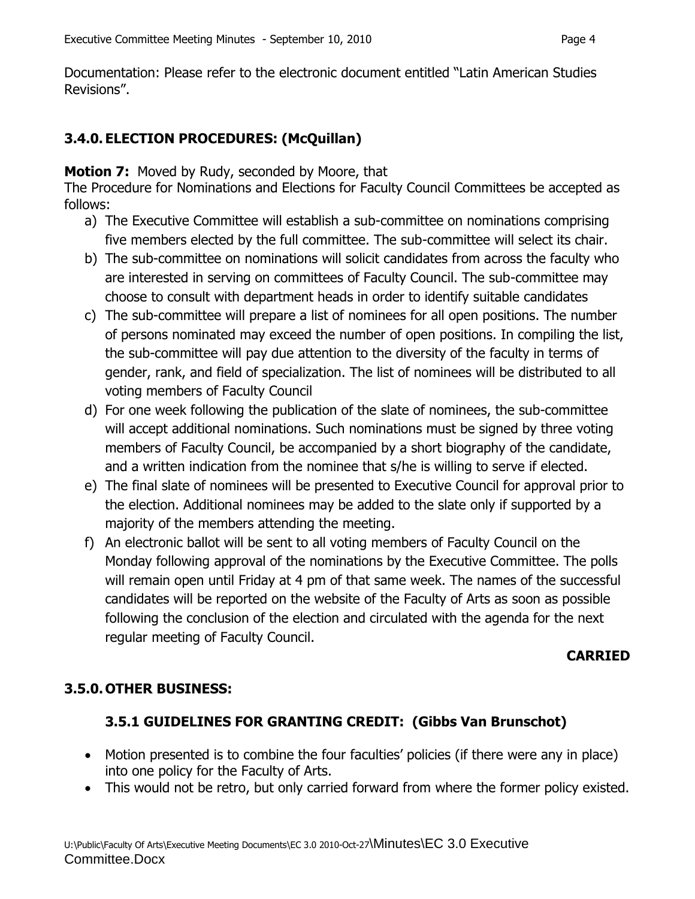Documentation: Please refer to the electronic document entitled “Latin American Studies Revisions”.

## 3.4.0. ELECTION PROCEDURES: (McQuillan)

**Motion 7:** Moved by Rudy, seconded by Moore, that
The Procedure for Nominations and Elections for Faculty Council Committees be accepted as follows:

a) The Executive Committee will establish a sub-committee on nominations comprising five members elected by the full committee. The sub-committee will select its chair.
b) The sub-committee on nominations will solicit candidates from across the faculty who are interested in serving on committees of Faculty Council. The sub-committee may choose to consult with department heads in order to identify suitable candidates
c) The sub-committee will prepare a list of nominees for all open positions. The number of persons nominated may exceed the number of open positions. In compiling the list, the sub-committee will pay due attention to the diversity of the faculty in terms of gender, rank, and field of specialization. The list of nominees will be distributed to all voting members of Faculty Council
d) For one week following the publication of the slate of nominees, the sub-committee will accept additional nominations. Such nominations must be signed by three voting members of Faculty Council, be accompanied by a short biography of the candidate, and a written indication from the nominee that s/he is willing to serve if elected.
e) The final slate of nominees will be presented to Executive Council for approval prior to the election. Additional nominees may be added to the slate only if supported by a majority of the members attending the meeting.
f) An electronic ballot will be sent to all voting members of Faculty Council on the Monday following approval of the nominations by the Executive Committee. The polls will remain open until Friday at 4 pm of that same week. The names of the successful candidates will be reported on the website of the Faculty of Arts as soon as possible following the conclusion of the election and circulated with the agenda for the next regular meeting of Faculty Council.

**CARRIED**

## 3.5.0. OTHER BUSINESS:

### 3.5.1 GUIDELINES FOR GRANTING CREDIT: (Gibbs Van Brunschot)

- Motion presented is to combine the four faculties’ policies (if there were any in place) into one policy for the Faculty of Arts.
- This would not be retro, but only carried forward from where the former policy existed.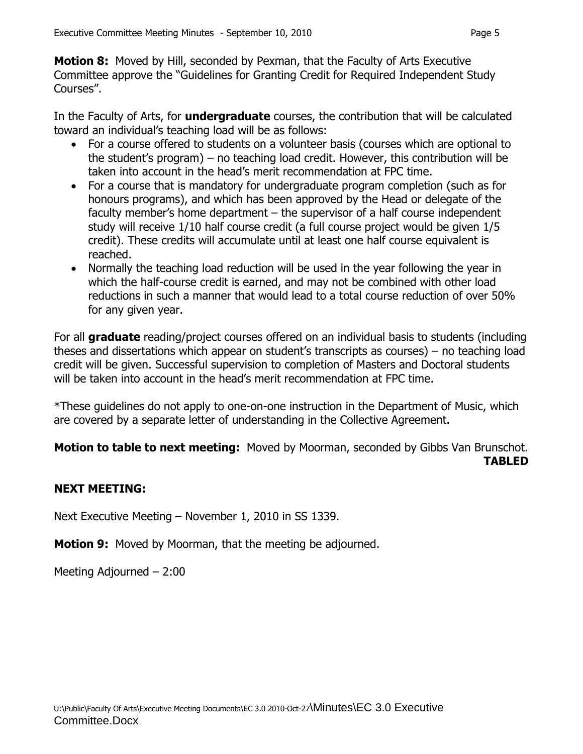**Motion 8:** Moved by Hill, seconded by Pexman, that the Faculty of Arts Executive Committee approve the "Guidelines for Granting Credit for Required Independent Study Courses".

In the Faculty of Arts, for **undergraduate** courses, the contribution that will be calculated toward an individual's teaching load will be as follows:

- For a course offered to students on a volunteer basis (courses which are optional to the student's program) – no teaching load credit. However, this contribution will be taken into account in the head's merit recommendation at FPC time.
- For a course that is mandatory for undergraduate program completion (such as for honours programs), and which has been approved by the Head or delegate of the faculty member's home department – the supervisor of a half course independent study will receive 1/10 half course credit (a full course project would be given 1/5 credit). These credits will accumulate until at least one half course equivalent is reached.
- Normally the teaching load reduction will be used in the year following the year in which the half-course credit is earned, and may not be combined with other load reductions in such a manner that would lead to a total course reduction of over 50% for any given year.

For all **graduate** reading/project courses offered on an individual basis to students (including theses and dissertations which appear on student's transcripts as courses) – no teaching load credit will be given. Successful supervision to completion of Masters and Doctoral students will be taken into account in the head's merit recommendation at FPC time.

*These guidelines do not apply to one-on-one instruction in the Department of Music, which are covered by a separate letter of understanding in the Collective Agreement.

**Motion to table to next meeting:** Moved by Moorman, seconded by Gibbs Van Brunschot.

**TABLED**

**NEXT MEETING:**

Next Executive Meeting – November 1, 2010 in SS 1339.

**Motion 9:** Moved by Moorman, that the meeting be adjourned.

Meeting Adjourned – 2:00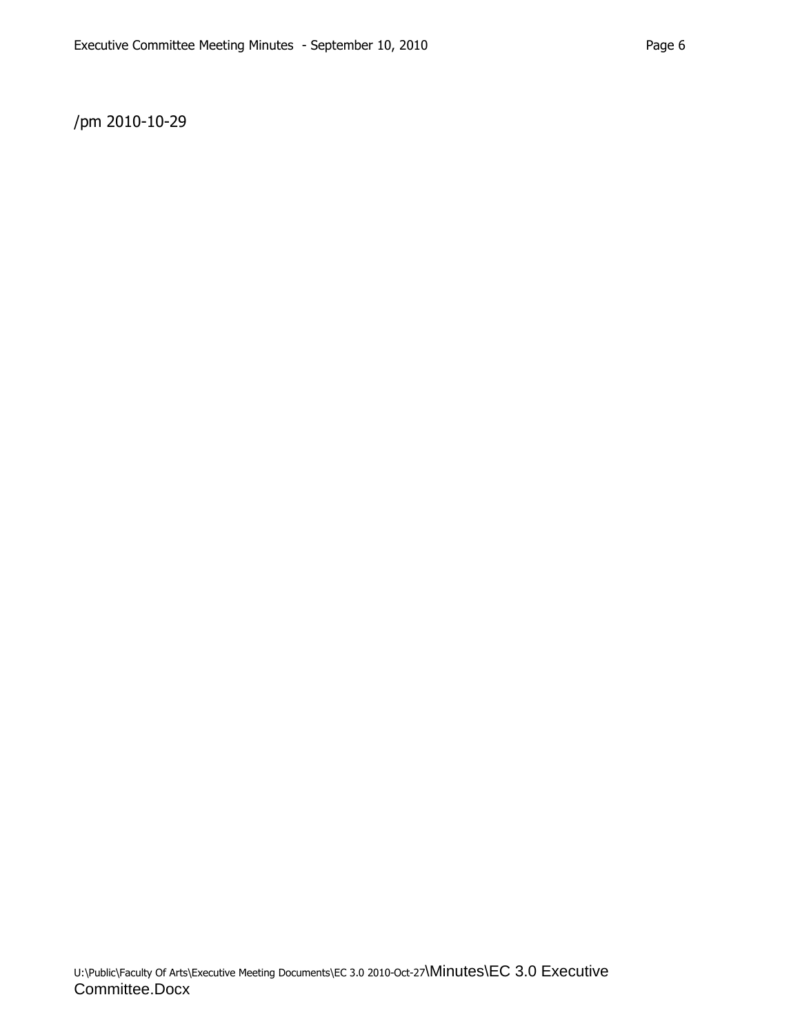/pm 2010-10-29